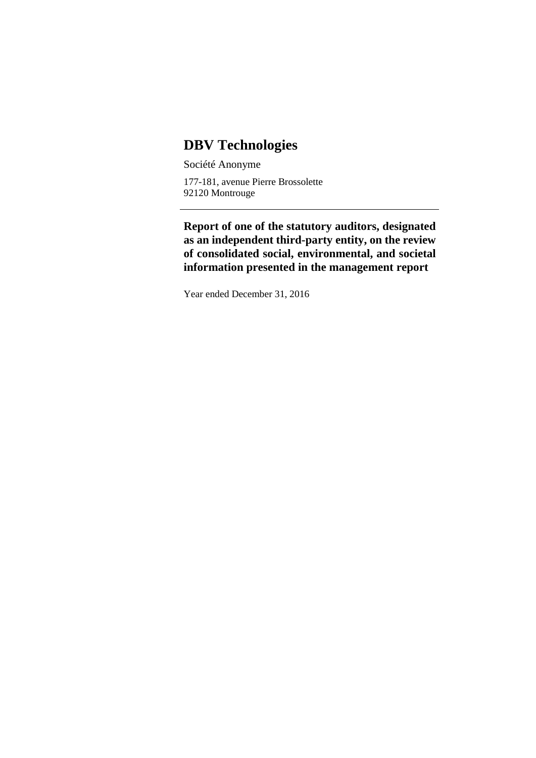# DBV Technologies

Société Anonyme

177-181, avenue Pierre Brossolette
92120 Montrouge

---

**Report of one of the statutory auditors, designated as an independent third-party entity, on the review of consolidated social, environmental, and societal information presented in the management report**

Year ended December 31, 2016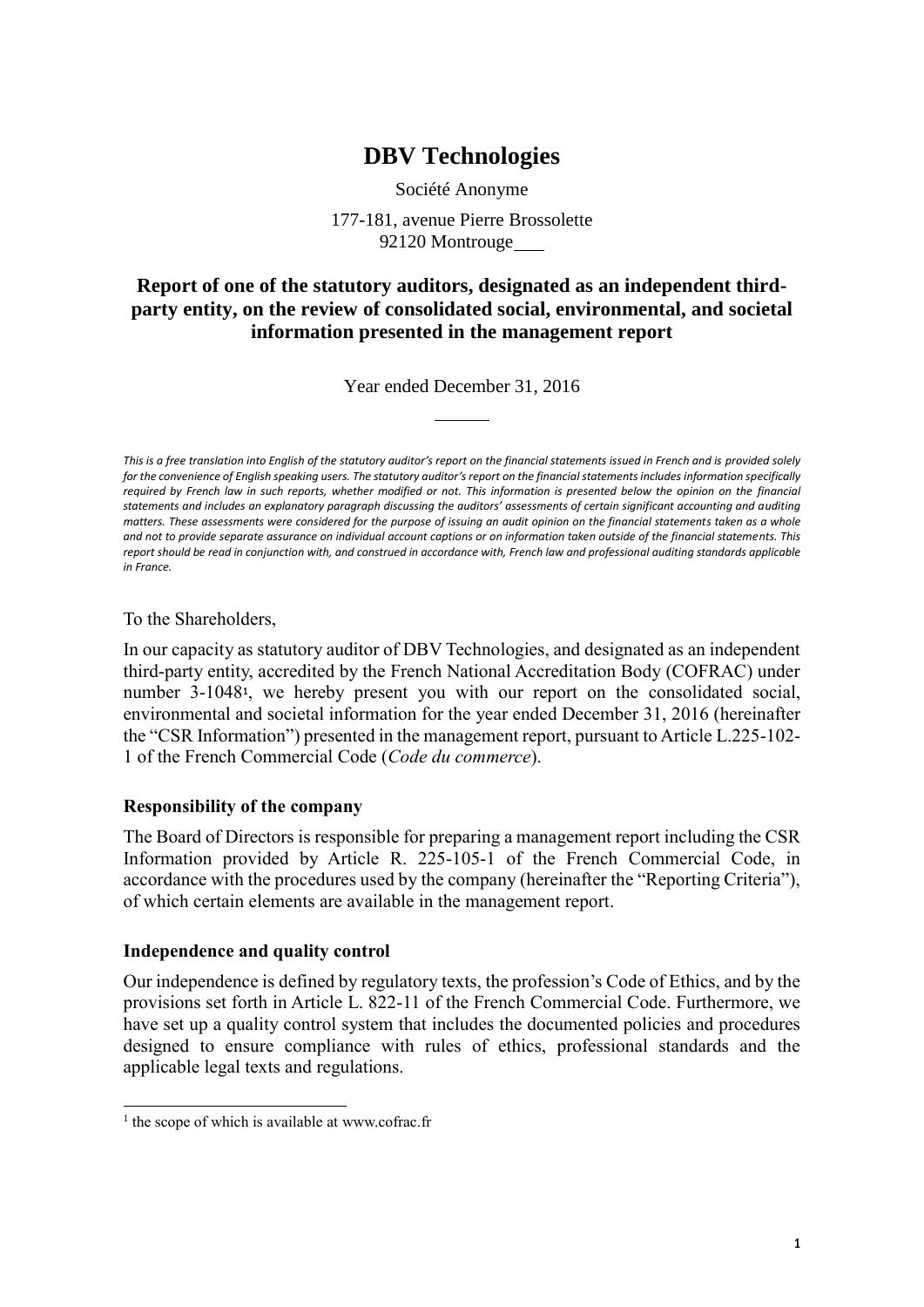# DBV Technologies

Société Anonyme

177-181, avenue Pierre Brossolette
92120 Montrouge

## Report of one of the statutory auditors, designated as an independent third-party entity, on the review of consolidated social, environmental, and societal information presented in the management report

Year ended December 31, 2016

*This is a free translation into English of the statutory auditor's report on the financial statements issued in French and is provided solely for the convenience of English speaking users. The statutory auditor's report on the financial statements includes information specifically required by French law in such reports, whether modified or not. This information is presented below the opinion on the financial statements and includes an explanatory paragraph discussing the auditors' assessments of certain significant accounting and auditing matters. These assessments were considered for the purpose of issuing an audit opinion on the financial statements taken as a whole and not to provide separate assurance on individual account captions or on information taken outside of the financial statements. This report should be read in conjunction with, and construed in accordance with, French law and professional auditing standards applicable in France.*

To the Shareholders,

In our capacity as statutory auditor of DBV Technologies, and designated as an independent third-party entity, accredited by the French National Accreditation Body (COFRAC) under number 3-1048[1], we hereby present you with our report on the consolidated social, environmental and societal information for the year ended December 31, 2016 (hereinafter the "CSR Information") presented in the management report, pursuant to Article L.225-102-1 of the French Commercial Code (*Code du commerce*).

### Responsibility of the company

The Board of Directors is responsible for preparing a management report including the CSR Information provided by Article R. 225-105-1 of the French Commercial Code, in accordance with the procedures used by the company (hereinafter the "Reporting Criteria"), of which certain elements are available in the management report.

### Independence and quality control

Our independence is defined by regulatory texts, the profession's Code of Ethics, and by the provisions set forth in Article L. 822-11 of the French Commercial Code. Furthermore, we have set up a quality control system that includes the documented policies and procedures designed to ensure compliance with rules of ethics, professional standards and the applicable legal texts and regulations.

[1] the scope of which is available at www.cofrac.fr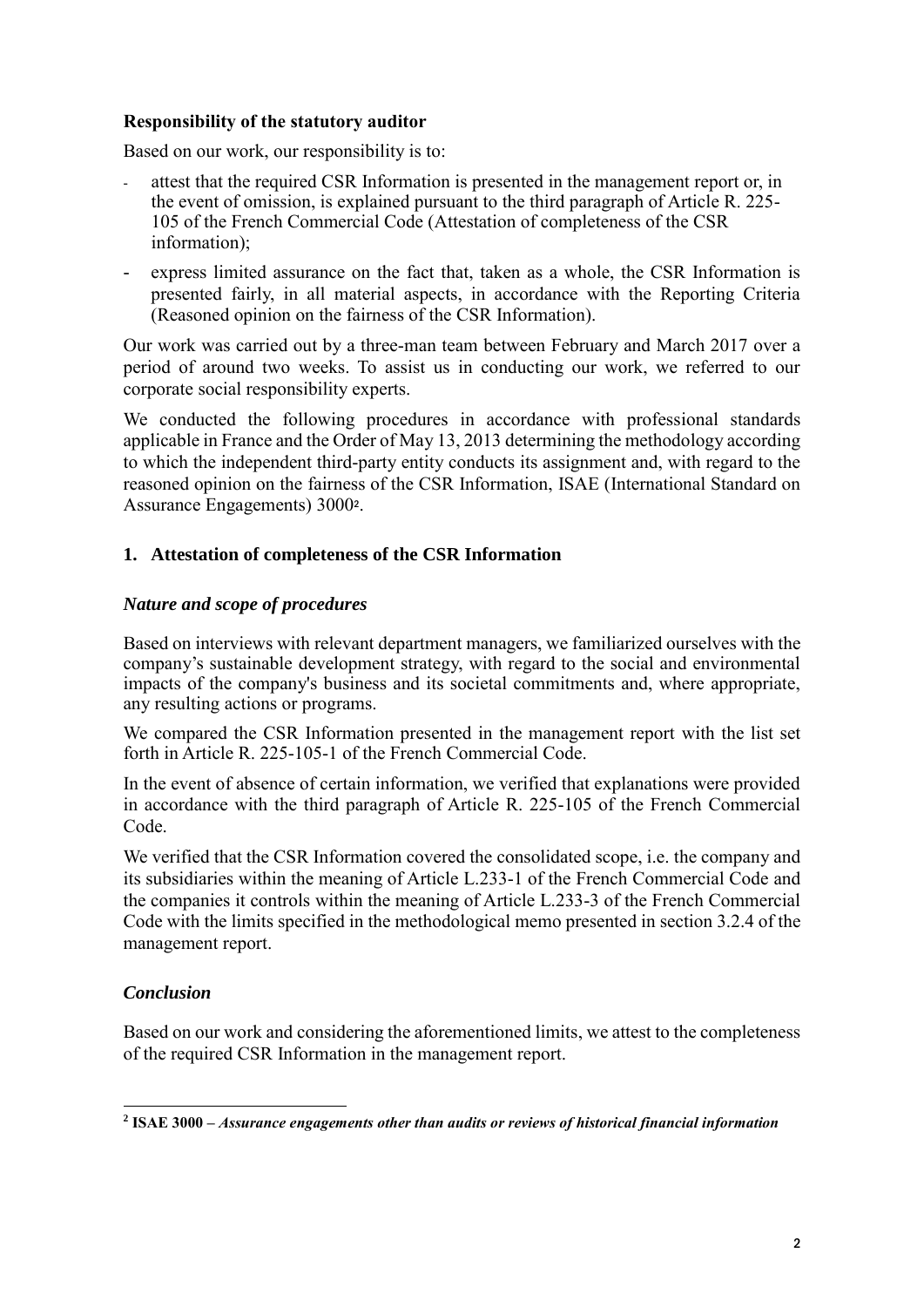**Responsibility of the statutory auditor**

Based on our work, our responsibility is to:

- attest that the required CSR Information is presented in the management report or, in the event of omission, is explained pursuant to the third paragraph of Article R. 225-105 of the French Commercial Code (Attestation of completeness of the CSR information);
- express limited assurance on the fact that, taken as a whole, the CSR Information is presented fairly, in all material aspects, in accordance with the Reporting Criteria (Reasoned opinion on the fairness of the CSR Information).

Our work was carried out by a three-man team between February and March 2017 over a period of around two weeks. To assist us in conducting our work, we referred to our corporate social responsibility experts.

We conducted the following procedures in accordance with professional standards applicable in France and the Order of May 13, 2013 determining the methodology according to which the independent third-party entity conducts its assignment and, with regard to the reasoned opinion on the fairness of the CSR Information, ISAE (International Standard on Assurance Engagements) 3000[2].

## 1. Attestation of completeness of the CSR Information

### *Nature and scope of procedures*

Based on interviews with relevant department managers, we familiarized ourselves with the company's sustainable development strategy, with regard to the social and environmental impacts of the company's business and its societal commitments and, where appropriate, any resulting actions or programs.

We compared the CSR Information presented in the management report with the list set forth in Article R. 225-105-1 of the French Commercial Code.

In the event of absence of certain information, we verified that explanations were provided in accordance with the third paragraph of Article R. 225-105 of the French Commercial Code.

We verified that the CSR Information covered the consolidated scope, i.e. the company and its subsidiaries within the meaning of Article L.233-1 of the French Commercial Code and the companies it controls within the meaning of Article L.233-3 of the French Commercial Code with the limits specified in the methodological memo presented in section 3.2.4 of the management report.

### *Conclusion*

Based on our work and considering the aforementioned limits, we attest to the completeness of the required CSR Information in the management report.

---

[2] **ISAE 3000 –** ***Assurance engagements other than audits or reviews of historical financial information***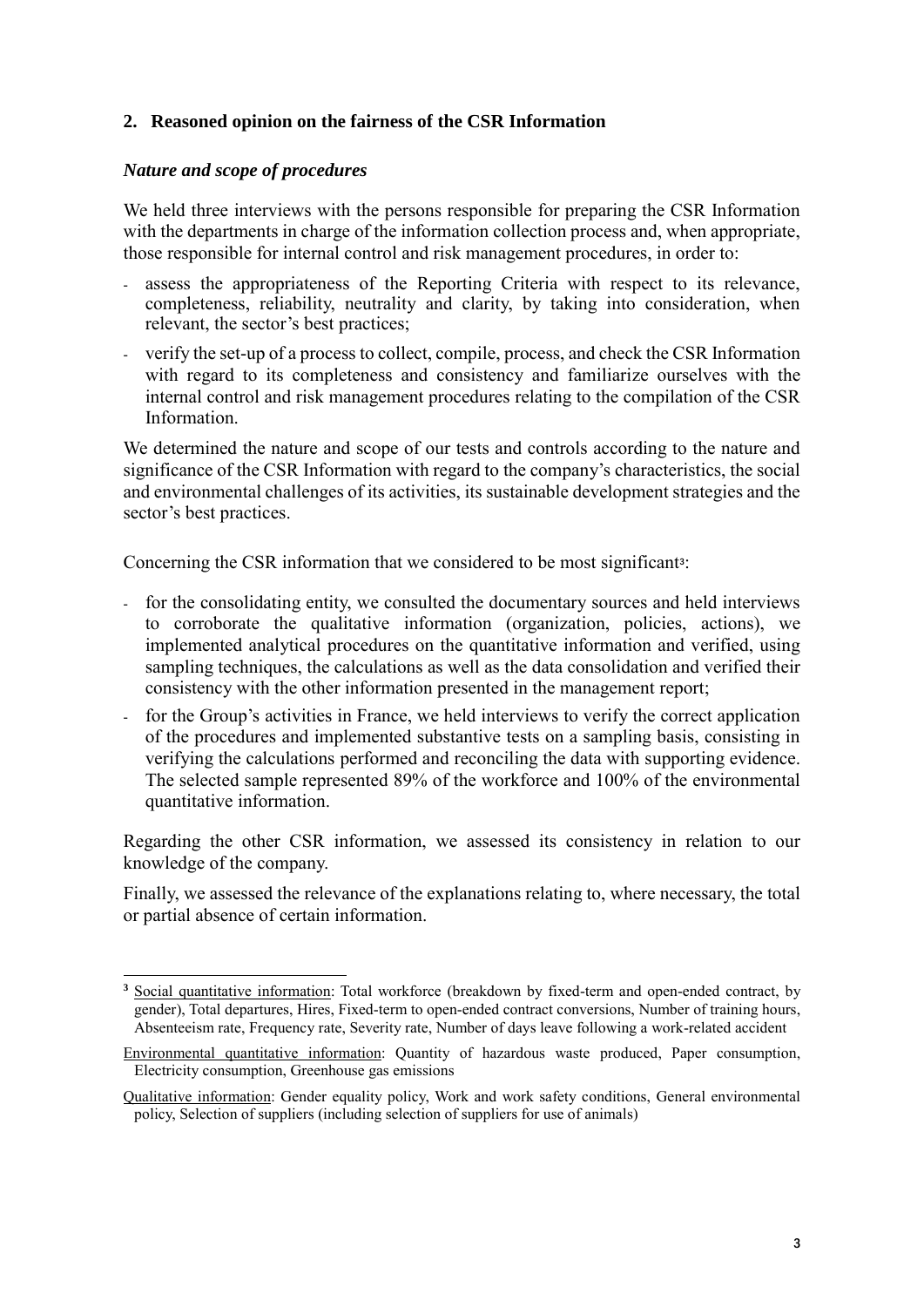## 2. Reasoned opinion on the fairness of the CSR Information

### *Nature and scope of procedures*

We held three interviews with the persons responsible for preparing the CSR Information with the departments in charge of the information collection process and, when appropriate, those responsible for internal control and risk management procedures, in order to:

- assess the appropriateness of the Reporting Criteria with respect to its relevance, completeness, reliability, neutrality and clarity, by taking into consideration, when relevant, the sector's best practices;
- verify the set-up of a process to collect, compile, process, and check the CSR Information with regard to its completeness and consistency and familiarize ourselves with the internal control and risk management procedures relating to the compilation of the CSR Information.

We determined the nature and scope of our tests and controls according to the nature and significance of the CSR Information with regard to the company's characteristics, the social and environmental challenges of its activities, its sustainable development strategies and the sector's best practices.

Concerning the CSR information that we considered to be most significant[3]:

- for the consolidating entity, we consulted the documentary sources and held interviews to corroborate the qualitative information (organization, policies, actions), we implemented analytical procedures on the quantitative information and verified, using sampling techniques, the calculations as well as the data consolidation and verified their consistency with the other information presented in the management report;
- for the Group's activities in France, we held interviews to verify the correct application of the procedures and implemented substantive tests on a sampling basis, consisting in verifying the calculations performed and reconciling the data with supporting evidence. The selected sample represented 89% of the workforce and 100% of the environmental quantitative information.

Regarding the other CSR information, we assessed its consistency in relation to our knowledge of the company.

Finally, we assessed the relevance of the explanations relating to, where necessary, the total or partial absence of certain information.

---

[3] Social quantitative information: Total workforce (breakdown by fixed-term and open-ended contract, by gender), Total departures, Hires, Fixed-term to open-ended contract conversions, Number of training hours, Absenteeism rate, Frequency rate, Severity rate, Number of days leave following a work-related accident

Environmental quantitative information: Quantity of hazardous waste produced, Paper consumption, Electricity consumption, Greenhouse gas emissions

Qualitative information: Gender equality policy, Work and work safety conditions, General environmental policy, Selection of suppliers (including selection of suppliers for use of animals)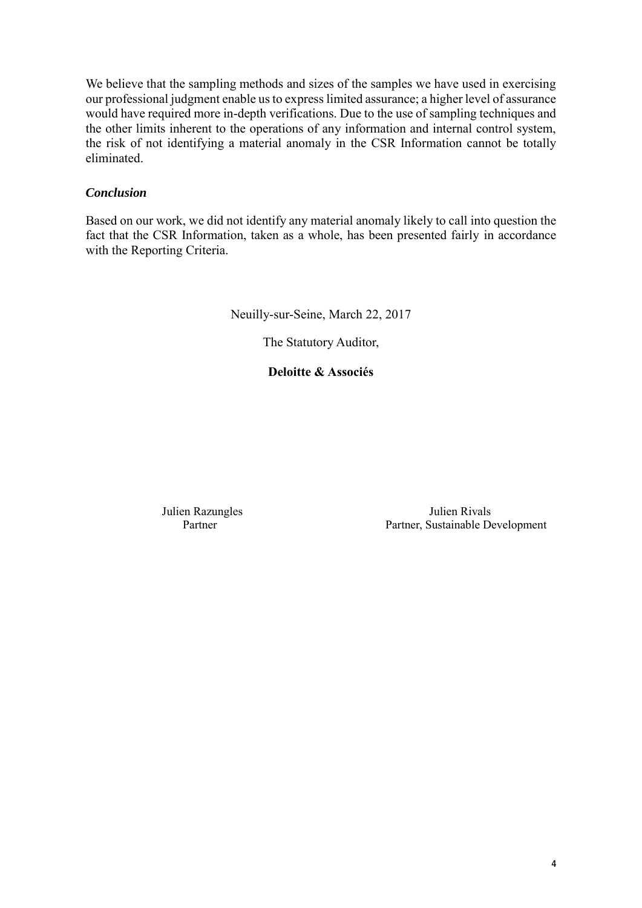We believe that the sampling methods and sizes of the samples we have used in exercising our professional judgment enable us to express limited assurance; a higher level of assurance would have required more in-depth verifications. Due to the use of sampling techniques and the other limits inherent to the operations of any information and internal control system, the risk of not identifying a material anomaly in the CSR Information cannot be totally eliminated.

### *Conclusion*

Based on our work, we did not identify any material anomaly likely to call into question the fact that the CSR Information, taken as a whole, has been presented fairly in accordance with the Reporting Criteria.

Neuilly-sur-Seine, March 22, 2017

The Statutory Auditor,

**Deloitte & Associés**

Julien Razungles
Partner

Julien Rivals
Partner, Sustainable Development